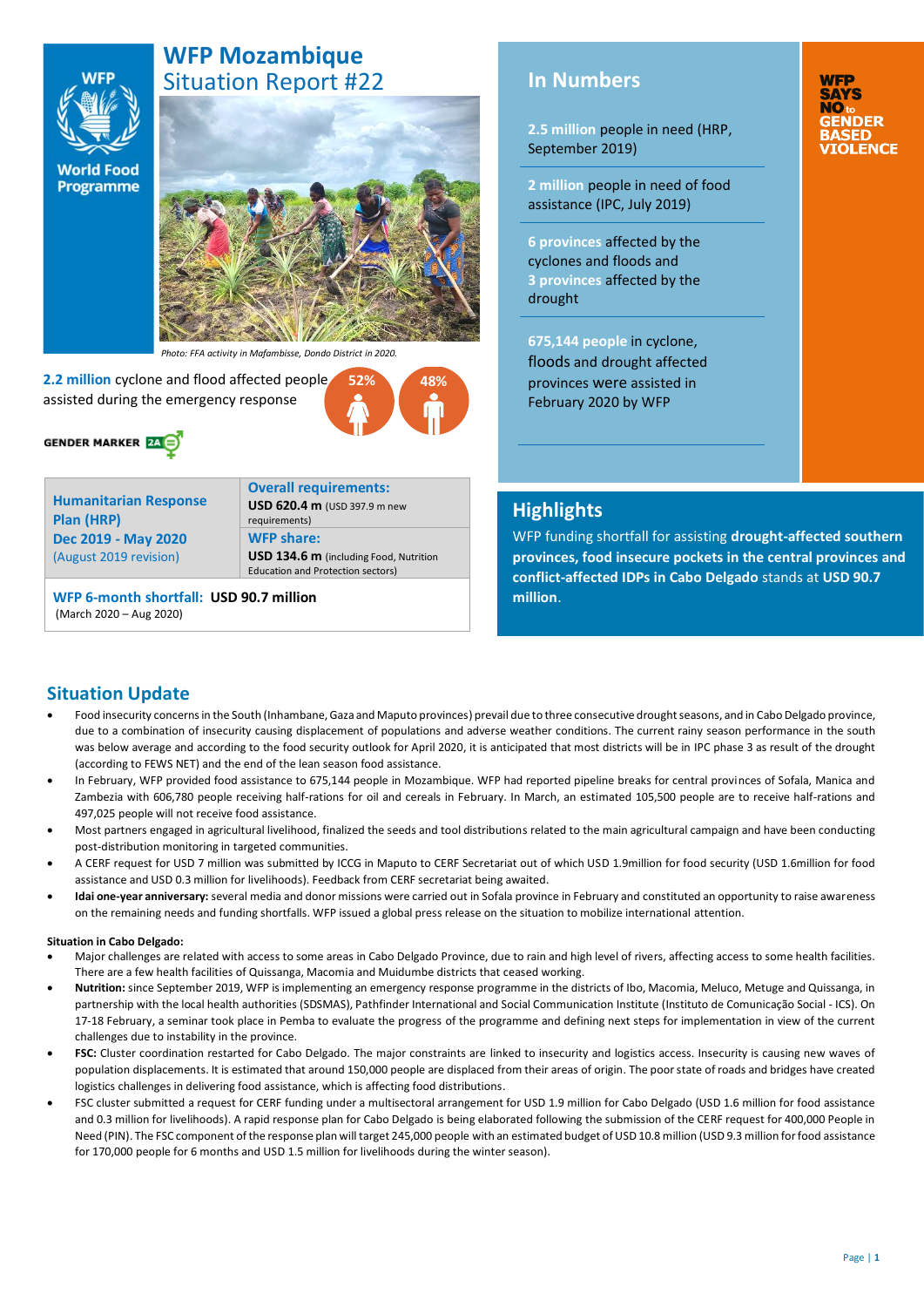# WFP Mozambique
## Situation Report #22

Photo: FFA activity in Mafambisse, Dondo District in 2020.

**2.2 million** cyclone and flood affected people assisted during the emergency response

52% 48%

GENDER MARKER 2A

| Humanitarian Response Plan (HRP) Dec 2019 - May 2020 (August 2019 revision) | **Overall requirements:** USD 620.4 m (USD 397.9 m new requirements) **WFP share:** USD 134.6 m (including Food, Nutrition Education and Protection sectors) |
|---|---|
| **WFP 6-month shortfall: USD 90.7 million** (March 2020 – Aug 2020) | |

## In Numbers

**2.5 million** people in need (HRP, September 2019)

**2 million** people in need of food assistance (IPC, July 2019)

**6 provinces** affected by the cyclones and floods and **3 provinces** affected by the drought

**675,144 people** in cyclone, floods and drought affected provinces were assisted in February 2020 by WFP

WFP SAYS NO to GENDER BASED VIOLENCE

## Highlights

WFP funding shortfall for assisting **drought-affected southern provinces, food insecure pockets in the central provinces and conflict-affected IDPs in Cabo Delgado** stands at **USD 90.7 million**.

## Situation Update

- Food insecurity concerns in the South (Inhambane, Gaza and Maputo provinces) prevail due to three consecutive drought seasons, and in Cabo Delgado province, due to a combination of insecurity causing displacement of populations and adverse weather conditions. The current rainy season performance in the south was below average and according to the food security outlook for April 2020, it is anticipated that most districts will be in IPC phase 3 as result of the drought (according to FEWS NET) and the end of the lean season food assistance.
- In February, WFP provided food assistance to 675,144 people in Mozambique. WFP had reported pipeline breaks for central provinces of Sofala, Manica and Zambezia with 606,780 people receiving half-rations for oil and cereals in February. In March, an estimated 105,500 people are to receive half-rations and 497,025 people will not receive food assistance.
- Most partners engaged in agricultural livelihood, finalized the seeds and tool distributions related to the main agricultural campaign and have been conducting post-distribution monitoring in targeted communities.
- A CERF request for USD 7 million was submitted by ICCG in Maputo to CERF Secretariat out of which USD 1.9million for food security (USD 1.6million for food assistance and USD 0.3 million for livelihoods). Feedback from CERF secretariat being awaited.
- **Idai one-year anniversary:** several media and donor missions were carried out in Sofala province in February and constituted an opportunity to raise awareness on the remaining needs and funding shortfalls. WFP issued a global press release on the situation to mobilize international attention.

**Situation in Cabo Delgado:**

- Major challenges are related with access to some areas in Cabo Delgado Province, due to rain and high level of rivers, affecting access to some health facilities. There are a few health facilities of Quissanga, Macomia and Muidumbe districts that ceased working.
- **Nutrition:** since September 2019, WFP is implementing an emergency response programme in the districts of Ibo, Macomia, Meluco, Metuge and Quissanga, in partnership with the local health authorities (SDSMAS), Pathfinder International and Social Communication Institute (Instituto de Comunicação Social - ICS). On 17-18 February, a seminar took place in Pemba to evaluate the progress of the programme and defining next steps for implementation in view of the current challenges due to instability in the province.
- **FSC:** Cluster coordination restarted for Cabo Delgado. The major constraints are linked to insecurity and logistics access. Insecurity is causing new waves of population displacements. It is estimated that around 150,000 people are displaced from their areas of origin. The poor state of roads and bridges have created logistics challenges in delivering food assistance, which is affecting food distributions.
- FSC cluster submitted a request for CERF funding under a multisectoral arrangement for USD 1.9 million for Cabo Delgado (USD 1.6 million for food assistance and 0.3 million for livelihoods). A rapid response plan for Cabo Delgado is being elaborated following the submission of the CERF request for 400,000 People in Need (PIN). The FSC component of the response plan will target 245,000 people with an estimated budget of USD 10.8 million (USD 9.3 million for food assistance for 170,000 people for 6 months and USD 1.5 million for livelihoods during the winter season).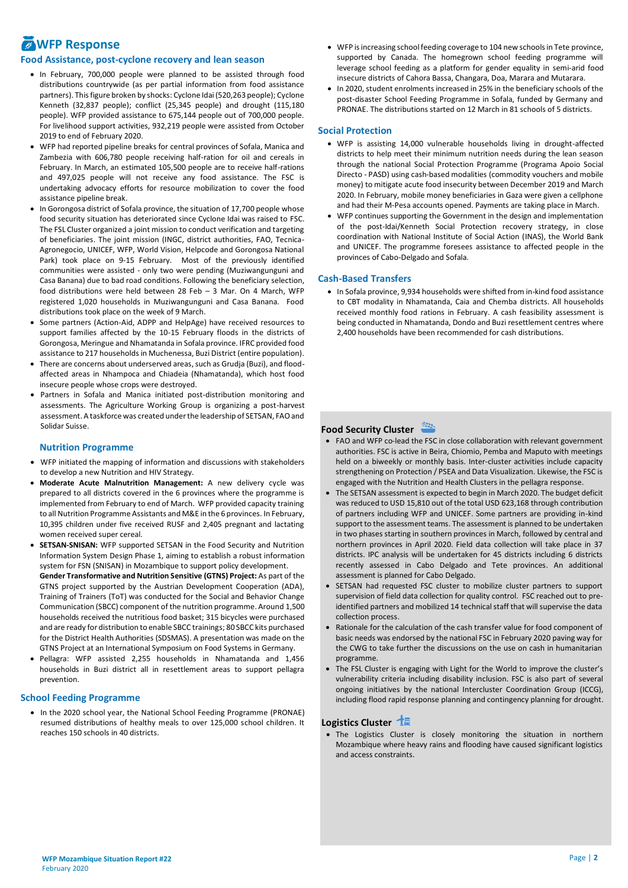# WFP Response

## Food Assistance, post-cyclone recovery and lean season

- In February, 700,000 people were planned to be assisted through food distributions countrywide (as per partial information from food assistance partners). This figure broken by shocks: Cyclone Idai (520,263 people); Cyclone Kenneth (32,837 people); conflict (25,345 people) and drought (115,180 people). WFP provided assistance to 675,144 people out of 700,000 people. For livelihood support activities, 932,219 people were assisted from October 2019 to end of February 2020.
- WFP had reported pipeline breaks for central provinces of Sofala, Manica and Zambezia with 606,780 people receiving half-ration for oil and cereals in February. In March, an estimated 105,500 people are to receive half-rations and 497,025 people will not receive any food assistance. The FSC is undertaking advocacy efforts for resource mobilization to cover the food assistance pipeline break.
- In Gorongosa district of Sofala province, the situation of 17,700 people whose food security situation has deteriorated since Cyclone Idai was raised to FSC. The FSL Cluster organized a joint mission to conduct verification and targeting of beneficiaries. The joint mission (INGC, district authorities, FAO, Tecnica-Agronegocio, UNICEF, WFP, World Vision, Helpcode and Gorongosa National Park) took place on 9-15 February. Most of the previously identified communities were assisted - only two were pending (Muziwangunguni and Casa Banana) due to bad road conditions. Following the beneficiary selection, food distributions were held between 28 Feb – 3 Mar. On 4 March, WFP registered 1,020 households in Muziwangunguni and Casa Banana. Food distributions took place on the week of 9 March.
- Some partners (Action-Aid, ADPP and HelpAge) have received resources to support families affected by the 10-15 February floods in the districts of Gorongosa, Meringue and Nhamatanda in Sofala province. IFRC provided food assistance to 217 households in Muchenessa, Buzi District (entire population).
- There are concerns about underserved areas, such as Grudja (Buzi), and flood-affected areas in Nhampoca and Chiadeia (Nhamatanda), which host food insecure people whose crops were destroyed.
- Partners in Sofala and Manica initiated post-distribution monitoring and assessments. The Agriculture Working Group is organizing a post-harvest assessment. A taskforce was created under the leadership of SETSAN, FAO and Solidar Suisse.

## Nutrition Programme

- WFP initiated the mapping of information and discussions with stakeholders to develop a new Nutrition and HIV Strategy.
- **Moderate Acute Malnutrition Management:** A new delivery cycle was prepared to all districts covered in the 6 provinces where the programme is implemented from February to end of March. WFP provided capacity training to all Nutrition Programme Assistants and M&E in the 6 provinces. In February, 10,395 children under five received RUSF and 2,405 pregnant and lactating women received super cereal.
- **SETSAN-SNISAN:** WFP supported SETSAN in the Food Security and Nutrition Information System Design Phase 1, aiming to establish a robust information system for FSN (SNISAN) in Mozambique to support policy development.
  **Gender Transformative and Nutrition Sensitive (GTNS) Project:** As part of the GTNS project supported by the Austrian Development Cooperation (ADA), Training of Trainers (ToT) was conducted for the Social and Behavior Change Communication (SBCC) component of the nutrition programme. Around 1,500 households received the nutritious food basket; 315 bicycles were purchased and are ready for distribution to enable SBCC trainings; 80 SBCC kits purchased for the District Health Authorities (SDSMAS). A presentation was made on the GTNS Project at an International Symposium on Food Systems in Germany.
- Pellagra: WFP assisted 2,255 households in Nhamatanda and 1,456 households in Buzi district all in resettlement areas to support pellagra prevention.

## School Feeding Programme

- In the 2020 school year, the National School Feeding Programme (PRONAE) resumed distributions of healthy meals to over 125,000 school children. It reaches 150 schools in 40 districts.
- WFP is increasing school feeding coverage to 104 new schools in Tete province, supported by Canada. The homegrown school feeding programme will leverage school feeding as a platform for gender equality in semi-arid food insecure districts of Cahora Bassa, Changara, Doa, Marara and Mutarara.
- In 2020, student enrolments increased in 25% in the beneficiary schools of the post-disaster School Feeding Programme in Sofala, funded by Germany and PRONAE. The distributions started on 12 March in 81 schools of 5 districts.

## Social Protection

- WFP is assisting 14,000 vulnerable households living in drought-affected districts to help meet their minimum nutrition needs during the lean season through the national Social Protection Programme (Programa Apoio Social Directo - PASD) using cash-based modalities (commodity vouchers and mobile money) to mitigate acute food insecurity between December 2019 and March 2020. In February, mobile money beneficiaries in Gaza were given a cellphone and had their M-Pesa accounts opened. Payments are taking place in March.
- WFP continues supporting the Government in the design and implementation of the post-Idai/Kenneth Social Protection recovery strategy, in close coordination with National Institute of Social Action (INAS), the World Bank and UNICEF. The programme foresees assistance to affected people in the provinces of Cabo-Delgado and Sofala.

## Cash-Based Transfers

- In Sofala province, 9,934 households were shifted from in-kind food assistance to CBT modality in Nhamatanda, Caia and Chemba districts. All households received monthly food rations in February. A cash feasibility assessment is being conducted in Nhamatanda, Dondo and Buzi resettlement centres where 2,400 households have been recommended for cash distributions.

## Food Security Cluster

- FAO and WFP co-lead the FSC in close collaboration with relevant government authorities. FSC is active in Beira, Chiomio, Pemba and Maputo with meetings held on a biweekly or monthly basis. Inter-cluster activities include capacity strengthening on Protection / PSEA and Data Visualization. Likewise, the FSC is engaged with the Nutrition and Health Clusters in the pellagra response.
- The SETSAN assessment is expected to begin in March 2020. The budget deficit was reduced to USD 15,810 out of the total USD 623,168 through contribution of partners including WFP and UNICEF. Some partners are providing in-kind support to the assessment teams. The assessment is planned to be undertaken in two phases starting in southern provinces in March, followed by central and northern provinces in April 2020. Field data collection will take place in 37 districts. IPC analysis will be undertaken for 45 districts including 6 districts recently assessed in Cabo Delgado and Tete provinces. An additional assessment is planned for Cabo Delgado.
- SETSAN had requested FSC cluster to mobilize cluster partners to support supervision of field data collection for quality control. FSC reached out to pre-identified partners and mobilized 14 technical staff that will supervise the data collection process.
- Rationale for the calculation of the cash transfer value for food component of basic needs was endorsed by the national FSC in February 2020 paving way for the CWG to take further the discussions on the use on cash in humanitarian programme.
- The FSL Cluster is engaging with Light for the World to improve the cluster's vulnerability criteria including disability inclusion. FSC is also part of several ongoing initiatives by the national Intercluster Coordination Group (ICCG), including flood rapid response planning and contingency planning for drought.

## Logistics Cluster

- The Logistics Cluster is closely monitoring the situation in northern Mozambique where heavy rains and flooding have caused significant logistics and access constraints.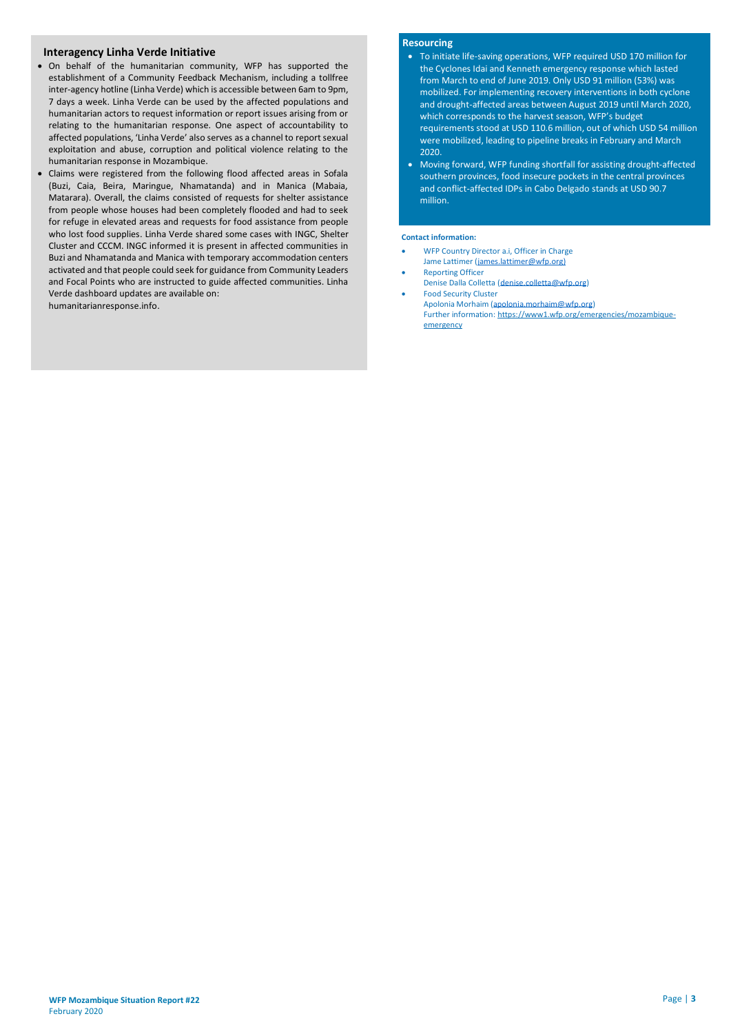## Interagency Linha Verde Initiative

- On behalf of the humanitarian community, WFP has supported the establishment of a Community Feedback Mechanism, including a tollfree inter-agency hotline (Linha Verde) which is accessible between 6am to 9pm, 7 days a week. Linha Verde can be used by the affected populations and humanitarian actors to request information or report issues arising from or relating to the humanitarian response. One aspect of accountability to affected populations, 'Linha Verde' also serves as a channel to report sexual exploitation and abuse, corruption and political violence relating to the humanitarian response in Mozambique.
- Claims were registered from the following flood affected areas in Sofala (Buzi, Caia, Beira, Maringue, Nhamatanda) and in Manica (Mabaia, Matarara). Overall, the claims consisted of requests for shelter assistance from people whose houses had been completely flooded and had to seek for refuge in elevated areas and requests for food assistance from people who lost food supplies. Linha Verde shared some cases with INGC, Shelter Cluster and CCCM. INGC informed it is present in affected communities in Buzi and Nhamatanda and Manica with temporary accommodation centers activated and that people could seek for guidance from Community Leaders and Focal Points who are instructed to guide affected communities. Linha Verde dashboard updates are available on: humanitarianresponse.info.

## Resourcing

- To initiate life-saving operations, WFP required USD 170 million for the Cyclones Idai and Kenneth emergency response which lasted from March to end of June 2019. Only USD 91 million (53%) was mobilized. For implementing recovery interventions in both cyclone and drought-affected areas between August 2019 until March 2020, which corresponds to the harvest season, WFP's budget requirements stood at USD 110.6 million, out of which USD 54 million were mobilized, leading to pipeline breaks in February and March 2020.
- Moving forward, WFP funding shortfall for assisting drought-affected southern provinces, food insecure pockets in the central provinces and conflict-affected IDPs in Cabo Delgado stands at USD 90.7 million.

**Contact information:**

- WFP Country Director a.i, Officer in Charge
  Jame Lattimer (james.lattimer@wfp.org)
- Reporting Officer
  Denise Dalla Colletta (denise.colletta@wfp.org)
- Food Security Cluster
  Apolonia Morhaim (apolonia.morhaim@wfp.org)
  Further information: https://www1.wfp.org/emergencies/mozambique-emergency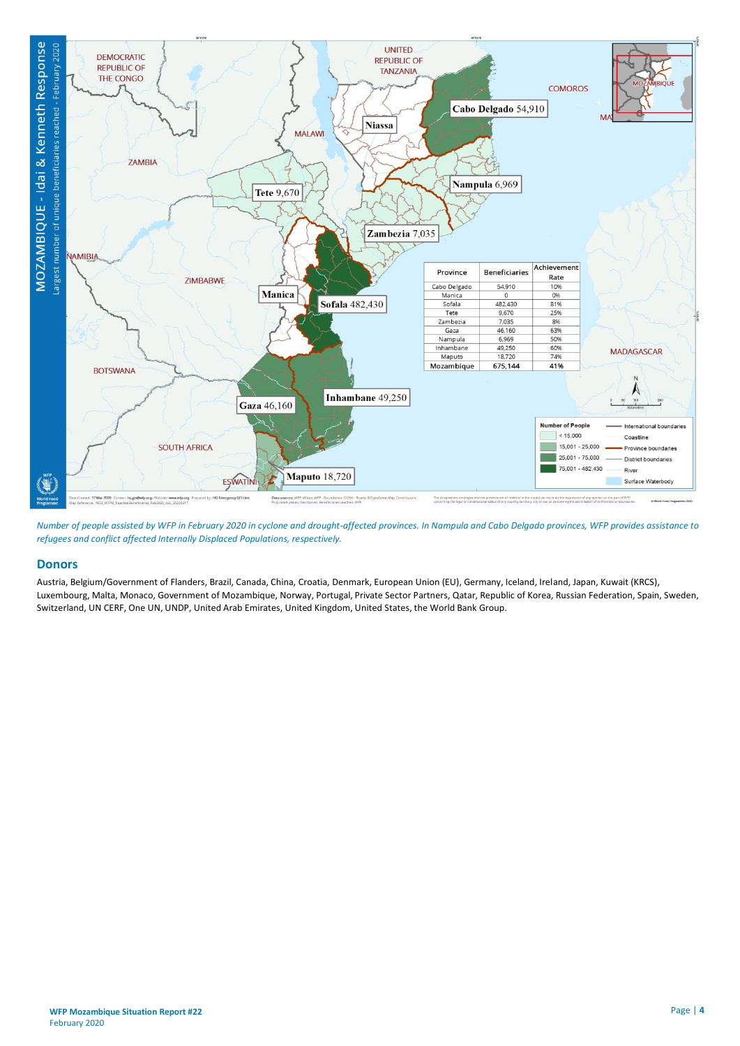# MOZAMBIQUE - Idai & Kenneth Response

Largest number of unique beneficiaries reached - February 2020

Cabo Delgado 54,910

Niassa

Nampula 6,969

Tete 9,670

Zambezia 7,035

Manica

Sofala 482,430

Inhambane 49,250

Gaza 46,160

Maputo 18,720

| Province | Beneficiaries | Achievement Rate |
|---|---|---|
| Cabo Delgado | 54,910 | 10% |
| Manica | 0 | 0% |
| Sofala | 482,430 | 81% |
| Tete | 9,670 | 25% |
| Zambezia | 7,035 | 8% |
| Gaza | 46,160 | 63% |
| Nampula | 6,969 | 50% |
| Inhambane | 49,250 | 60% |
| Maputo | 18,720 | 74% |
| Mozambique | 675,144 | 41% |

Number of People
- < 15,000
- 15,001 - 25,000
- 25,001 - 75,000
- 75,001 - 482,430

International boundaries
Coastline
Province boundaries
District boundaries
River
Surface Waterbody

*Number of people assisted by WFP in February 2020 in cyclone and drought-affected provinces. In Nampula and Cabo Delgado provinces, WFP provides assistance to refugees and conflict affected Internally Displaced Populations, respectively.*

## Donors

Austria, Belgium/Government of Flanders, Brazil, Canada, China, Croatia, Denmark, European Union (EU), Germany, Iceland, Ireland, Japan, Kuwait (KRCS), Luxembourg, Malta, Monaco, Government of Mozambique, Norway, Portugal, Private Sector Partners, Qatar, Republic of Korea, Russian Federation, Spain, Sweden, Switzerland, UN CERF, One UN, UNDP, United Arab Emirates, United Kingdom, United States, the World Bank Group.